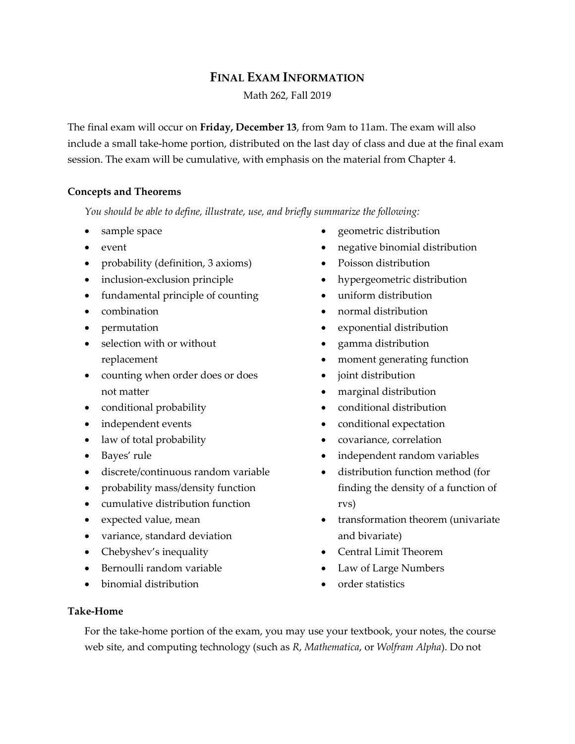# FINAL EXAM INFORMATION

Math 262, Fall 2019

The final exam will occur on **Friday, December 13**, from 9am to 11am. The exam will also include a small take-home portion, distributed on the last day of class and due at the final exam session. The exam will be cumulative, with emphasis on the material from Chapter 4.

### Concepts and Theorems

*You should be able to define, illustrate, use, and briefly summarize the following:*

- sample space
- event
- probability (definition, 3 axioms)
- inclusion-exclusion principle
- fundamental principle of counting
- combination
- permutation
- selection with or without replacement
- counting when order does or does not matter
- conditional probability
- independent events
- law of total probability
- Bayes' rule
- discrete/continuous random variable
- probability mass/density function
- cumulative distribution function
- expected value, mean
- variance, standard deviation
- Chebyshev's inequality
- Bernoulli random variable
- binomial distribution
- geometric distribution
- negative binomial distribution
- Poisson distribution
- hypergeometric distribution
- uniform distribution
- normal distribution
- exponential distribution
- gamma distribution
- moment generating function
- joint distribution
- marginal distribution
- conditional distribution
- conditional expectation
- covariance, correlation
- independent random variables
- distribution function method (for finding the density of a function of rvs)
- transformation theorem (univariate and bivariate)
- Central Limit Theorem
- Law of Large Numbers
- order statistics

### Take-Home

For the take-home portion of the exam, you may use your textbook, your notes, the course web site, and computing technology (such as *R*, *Mathematica*, or *Wolfram Alpha*). Do not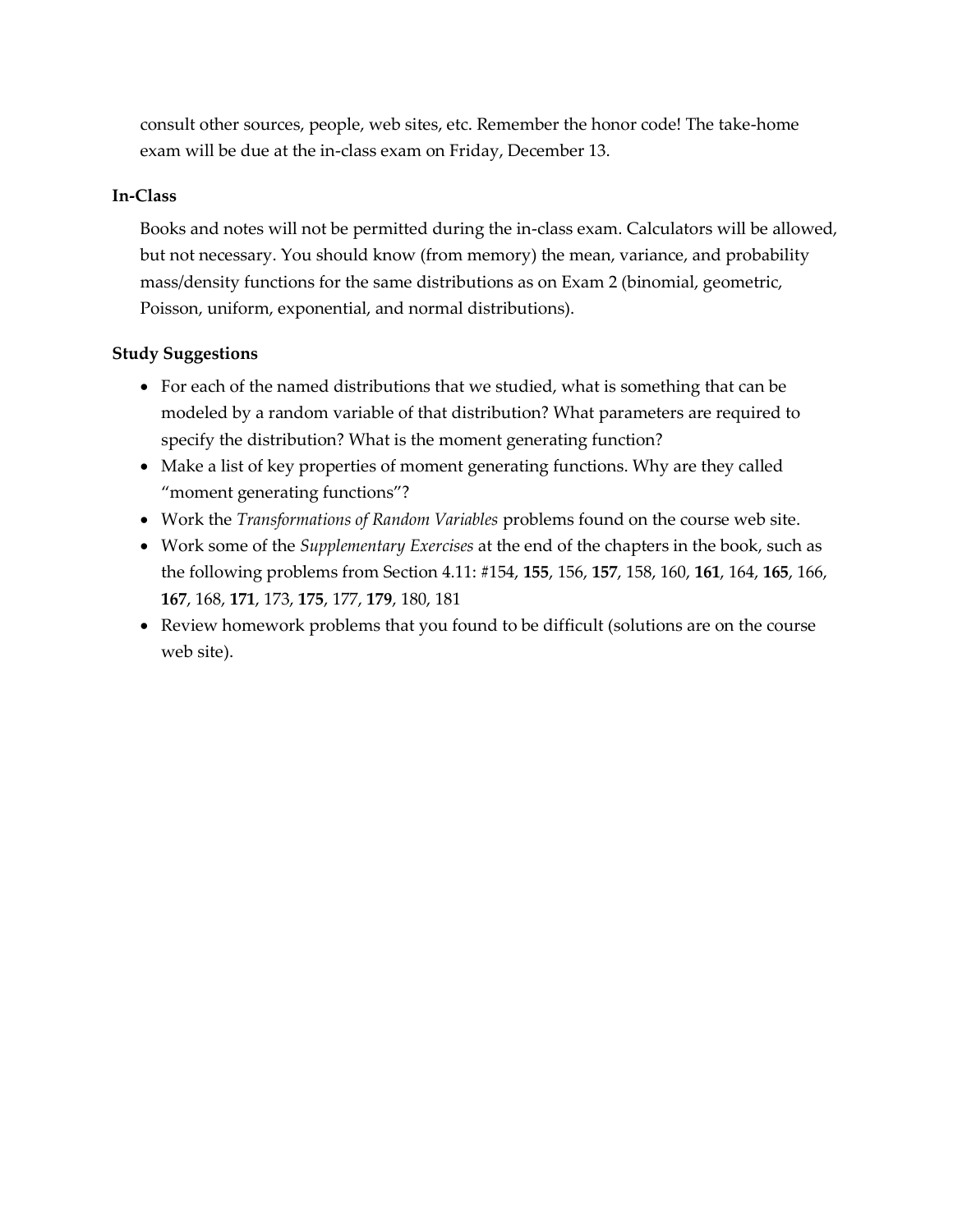consult other sources, people, web sites, etc. Remember the honor code! The take-home exam will be due at the in-class exam on Friday, December 13.

**In-Class**

Books and notes will not be permitted during the in-class exam. Calculators will be allowed, but not necessary. You should know (from memory) the mean, variance, and probability mass/density functions for the same distributions as on Exam 2 (binomial, geometric, Poisson, uniform, exponential, and normal distributions).

**Study Suggestions**

- For each of the named distributions that we studied, what is something that can be modeled by a random variable of that distribution? What parameters are required to specify the distribution? What is the moment generating function?
- Make a list of key properties of moment generating functions. Why are they called "moment generating functions"?
- Work the *Transformations of Random Variables* problems found on the course web site.
- Work some of the *Supplementary Exercises* at the end of the chapters in the book, such as the following problems from Section 4.11: #154, **155**, 156, **157**, 158, 160, **161**, 164, **165**, 166, **167**, 168, **171**, 173, **175**, 177, **179**, 180, 181
- Review homework problems that you found to be difficult (solutions are on the course web site).